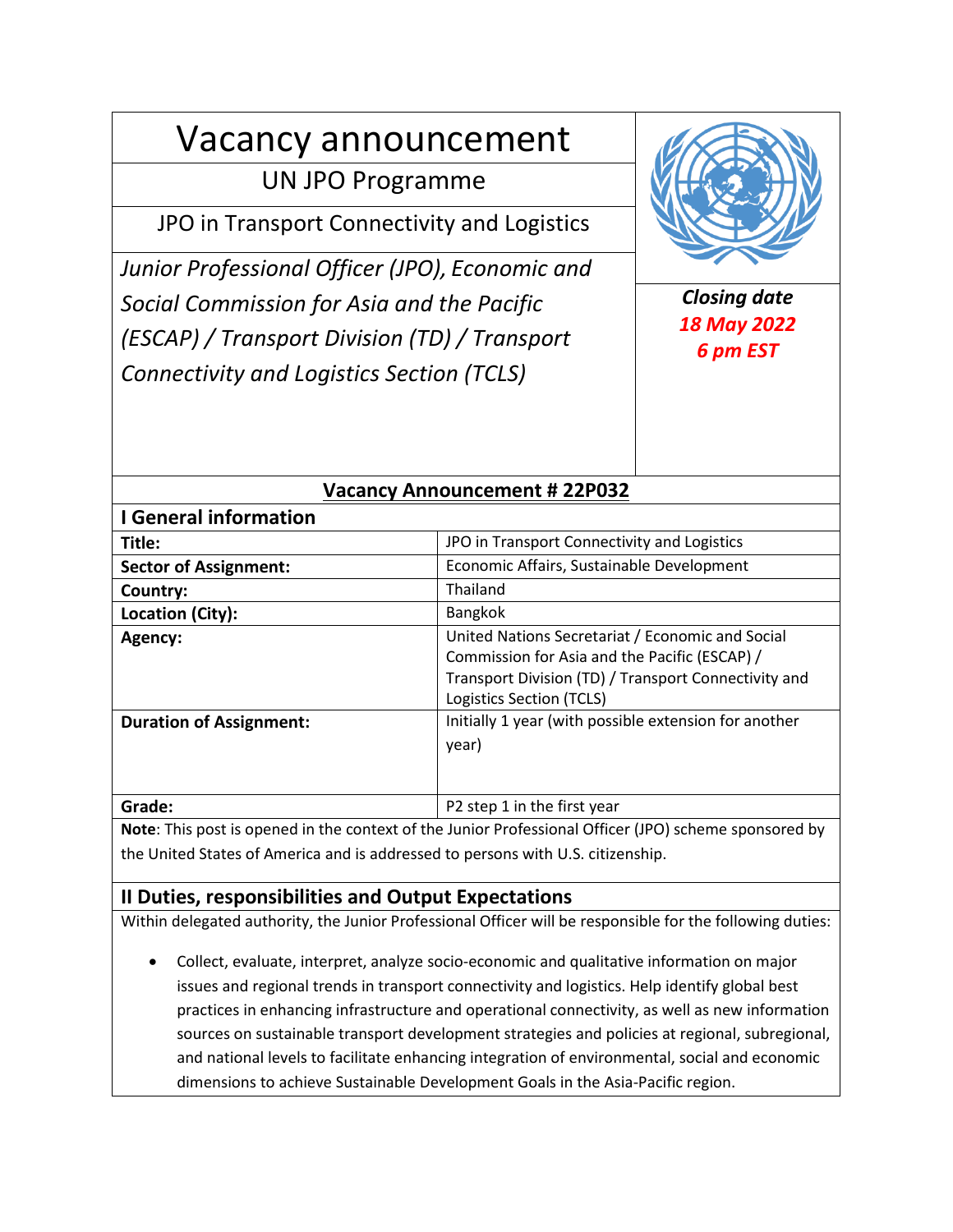# Vacancy announcement

## UN JPO Programme

### JPO in Transport Connectivity and Logistics

*Junior Professional Officer (JPO), Economic and Social Commission for Asia and the Pacific (ESCAP) / Transport Division (TD) / Transport Connectivity and Logistics Section (TCLS)*

***Closing date***
***18 May 2022***
***6 pm EST***

## Vacancy Announcement # 22P032

## I General information

| | |
|---|---|
| **Title:** | JPO in Transport Connectivity and Logistics |
| **Sector of Assignment:** | Economic Affairs, Sustainable Development |
| **Country:** | Thailand |
| **Location (City):** | Bangkok |
| **Agency:** | United Nations Secretariat / Economic and Social Commission for Asia and the Pacific (ESCAP) / Transport Division (TD) / Transport Connectivity and Logistics Section (TCLS) |
| **Duration of Assignment:** | Initially 1 year (with possible extension for another year) |
| **Grade:** | P2 step 1 in the first year |

**Note**: This post is opened in the context of the Junior Professional Officer (JPO) scheme sponsored by the United States of America and is addressed to persons with U.S. citizenship.

## II Duties, responsibilities and Output Expectations

Within delegated authority, the Junior Professional Officer will be responsible for the following duties:

- Collect, evaluate, interpret, analyze socio-economic and qualitative information on major issues and regional trends in transport connectivity and logistics. Help identify global best practices in enhancing infrastructure and operational connectivity, as well as new information sources on sustainable transport development strategies and policies at regional, subregional, and national levels to facilitate enhancing integration of environmental, social and economic dimensions to achieve Sustainable Development Goals in the Asia-Pacific region.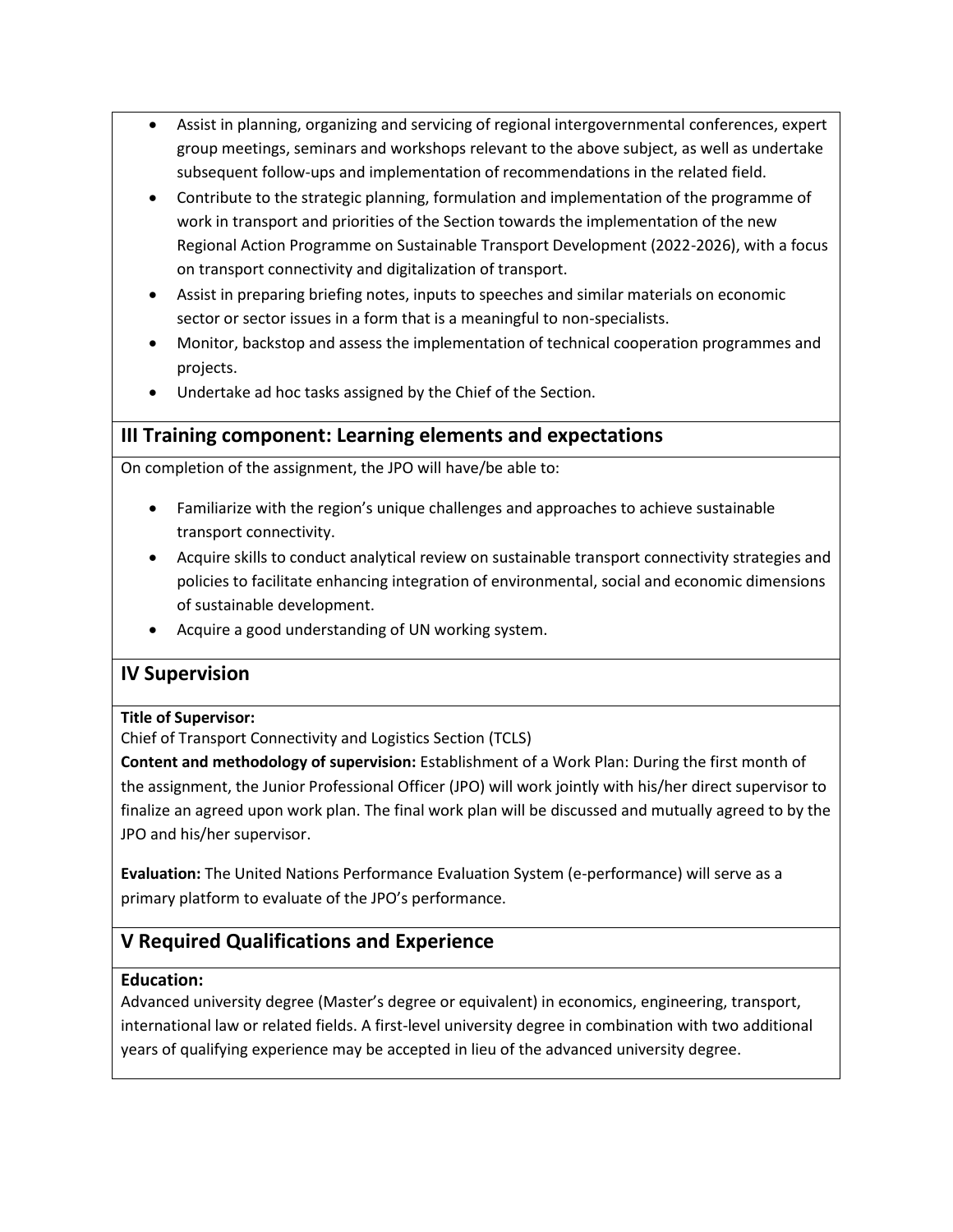- Assist in planning, organizing and servicing of regional intergovernmental conferences, expert group meetings, seminars and workshops relevant to the above subject, as well as undertake subsequent follow-ups and implementation of recommendations in the related field.
- Contribute to the strategic planning, formulation and implementation of the programme of work in transport and priorities of the Section towards the implementation of the new Regional Action Programme on Sustainable Transport Development (2022-2026), with a focus on transport connectivity and digitalization of transport.
- Assist in preparing briefing notes, inputs to speeches and similar materials on economic sector or sector issues in a form that is a meaningful to non-specialists.
- Monitor, backstop and assess the implementation of technical cooperation programmes and projects.
- Undertake ad hoc tasks assigned by the Chief of the Section.

## III Training component: Learning elements and expectations

On completion of the assignment, the JPO will have/be able to:

- Familiarize with the region's unique challenges and approaches to achieve sustainable transport connectivity.
- Acquire skills to conduct analytical review on sustainable transport connectivity strategies and policies to facilitate enhancing integration of environmental, social and economic dimensions of sustainable development.
- Acquire a good understanding of UN working system.

## IV Supervision

**Title of Supervisor:**
Chief of Transport Connectivity and Logistics Section (TCLS)

**Content and methodology of supervision:** Establishment of a Work Plan: During the first month of the assignment, the Junior Professional Officer (JPO) will work jointly with his/her direct supervisor to finalize an agreed upon work plan. The final work plan will be discussed and mutually agreed to by the JPO and his/her supervisor.

**Evaluation:** The United Nations Performance Evaluation System (e-performance) will serve as a primary platform to evaluate of the JPO's performance.

## V Required Qualifications and Experience

**Education:**
Advanced university degree (Master's degree or equivalent) in economics, engineering, transport, international law or related fields. A first-level university degree in combination with two additional years of qualifying experience may be accepted in lieu of the advanced university degree.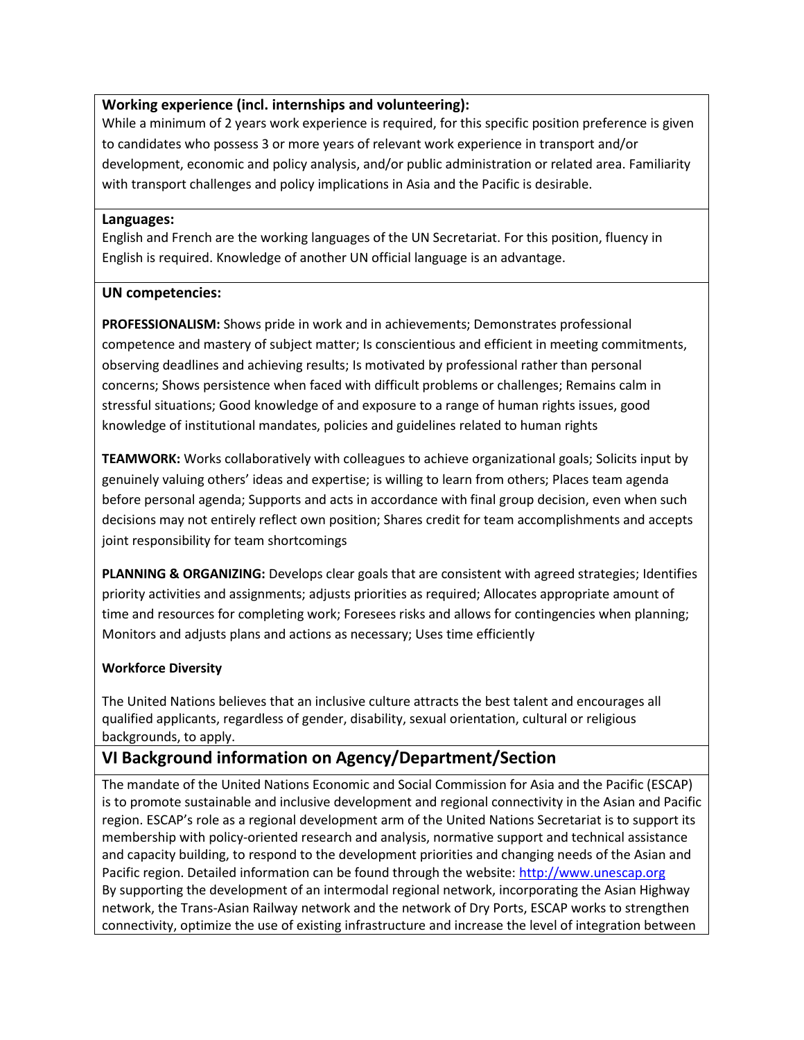**Working experience (incl. internships and volunteering):**
While a minimum of 2 years work experience is required, for this specific position preference is given to candidates who possess 3 or more years of relevant work experience in transport and/or development, economic and policy analysis, and/or public administration or related area. Familiarity with transport challenges and policy implications in Asia and the Pacific is desirable.

**Languages:**
English and French are the working languages of the UN Secretariat. For this position, fluency in English is required. Knowledge of another UN official language is an advantage.

**UN competencies:**

**PROFESSIONALISM:** Shows pride in work and in achievements; Demonstrates professional competence and mastery of subject matter; Is conscientious and efficient in meeting commitments, observing deadlines and achieving results; Is motivated by professional rather than personal concerns; Shows persistence when faced with difficult problems or challenges; Remains calm in stressful situations; Good knowledge of and exposure to a range of human rights issues, good knowledge of institutional mandates, policies and guidelines related to human rights

**TEAMWORK:** Works collaboratively with colleagues to achieve organizational goals; Solicits input by genuinely valuing others' ideas and expertise; is willing to learn from others; Places team agenda before personal agenda; Supports and acts in accordance with final group decision, even when such decisions may not entirely reflect own position; Shares credit for team accomplishments and accepts joint responsibility for team shortcomings

**PLANNING & ORGANIZING:** Develops clear goals that are consistent with agreed strategies; Identifies priority activities and assignments; adjusts priorities as required; Allocates appropriate amount of time and resources for completing work; Foresees risks and allows for contingencies when planning; Monitors and adjusts plans and actions as necessary; Uses time efficiently

**Workforce Diversity**

The United Nations believes that an inclusive culture attracts the best talent and encourages all qualified applicants, regardless of gender, disability, sexual orientation, cultural or religious backgrounds, to apply.

## VI Background information on Agency/Department/Section

The mandate of the United Nations Economic and Social Commission for Asia and the Pacific (ESCAP) is to promote sustainable and inclusive development and regional connectivity in the Asian and Pacific region. ESCAP's role as a regional development arm of the United Nations Secretariat is to support its membership with policy-oriented research and analysis, normative support and technical assistance and capacity building, to respond to the development priorities and changing needs of the Asian and Pacific region. Detailed information can be found through the website: http://www.unescap.org
By supporting the development of an intermodal regional network, incorporating the Asian Highway network, the Trans-Asian Railway network and the network of Dry Ports, ESCAP works to strengthen connectivity, optimize the use of existing infrastructure and increase the level of integration between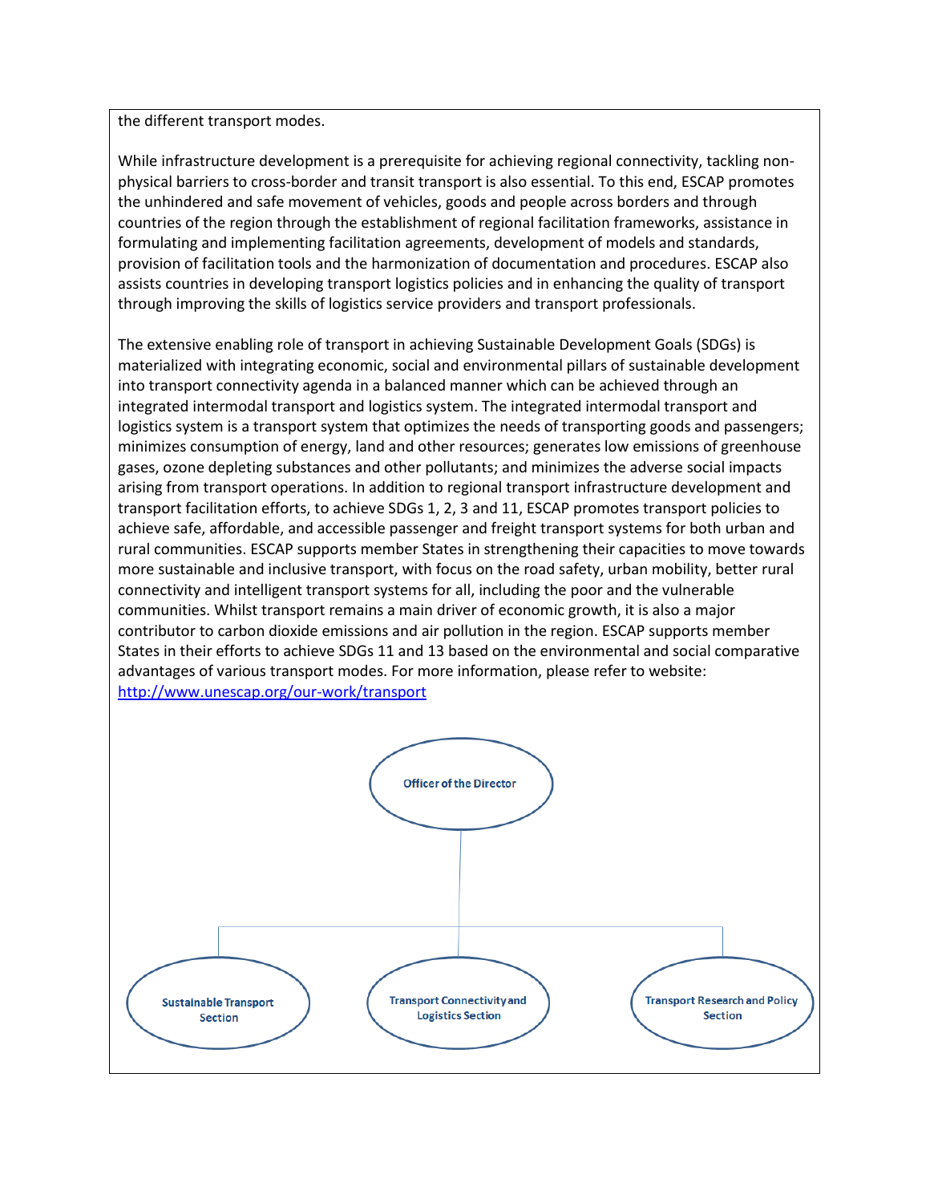the different transport modes.

While infrastructure development is a prerequisite for achieving regional connectivity, tackling non-physical barriers to cross-border and transit transport is also essential. To this end, ESCAP promotes the unhindered and safe movement of vehicles, goods and people across borders and through countries of the region through the establishment of regional facilitation frameworks, assistance in formulating and implementing facilitation agreements, development of models and standards, provision of facilitation tools and the harmonization of documentation and procedures. ESCAP also assists countries in developing transport logistics policies and in enhancing the quality of transport through improving the skills of logistics service providers and transport professionals.

The extensive enabling role of transport in achieving Sustainable Development Goals (SDGs) is materialized with integrating economic, social and environmental pillars of sustainable development into transport connectivity agenda in a balanced manner which can be achieved through an integrated intermodal transport and logistics system. The integrated intermodal transport and logistics system is a transport system that optimizes the needs of transporting goods and passengers; minimizes consumption of energy, land and other resources; generates low emissions of greenhouse gases, ozone depleting substances and other pollutants; and minimizes the adverse social impacts arising from transport operations. In addition to regional transport infrastructure development and transport facilitation efforts, to achieve SDGs 1, 2, 3 and 11, ESCAP promotes transport policies to achieve safe, affordable, and accessible passenger and freight transport systems for both urban and rural communities. ESCAP supports member States in strengthening their capacities to move towards more sustainable and inclusive transport, with focus on the road safety, urban mobility, better rural connectivity and intelligent transport systems for all, including the poor and the vulnerable communities. Whilst transport remains a main driver of economic growth, it is also a major contributor to carbon dioxide emissions and air pollution in the region. ESCAP supports member States in their efforts to achieve SDGs 11 and 13 based on the environmental and social comparative advantages of various transport modes. For more information, please refer to website: http://www.unescap.org/our-work/transport

Officer of the Director

Sustainable Transport Section

Transport Connectivity and Logistics Section

Transport Research and Policy Section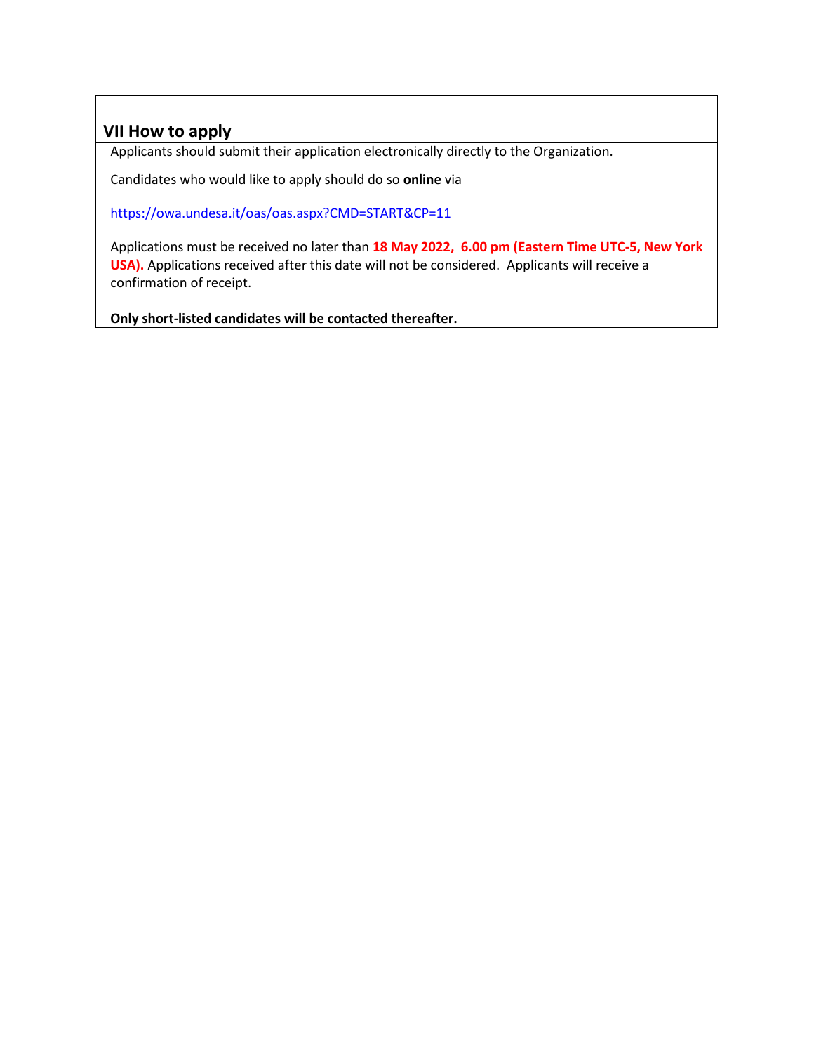## VII How to apply

Applicants should submit their application electronically directly to the Organization.

Candidates who would like to apply should do so **online** via

https://owa.undesa.it/oas/oas.aspx?CMD=START&CP=11

Applications must be received no later than **18 May 2022, 6.00 pm (Eastern Time UTC-5, New York USA).** Applications received after this date will not be considered. Applicants will receive a confirmation of receipt.

**Only short-listed candidates will be contacted thereafter.**